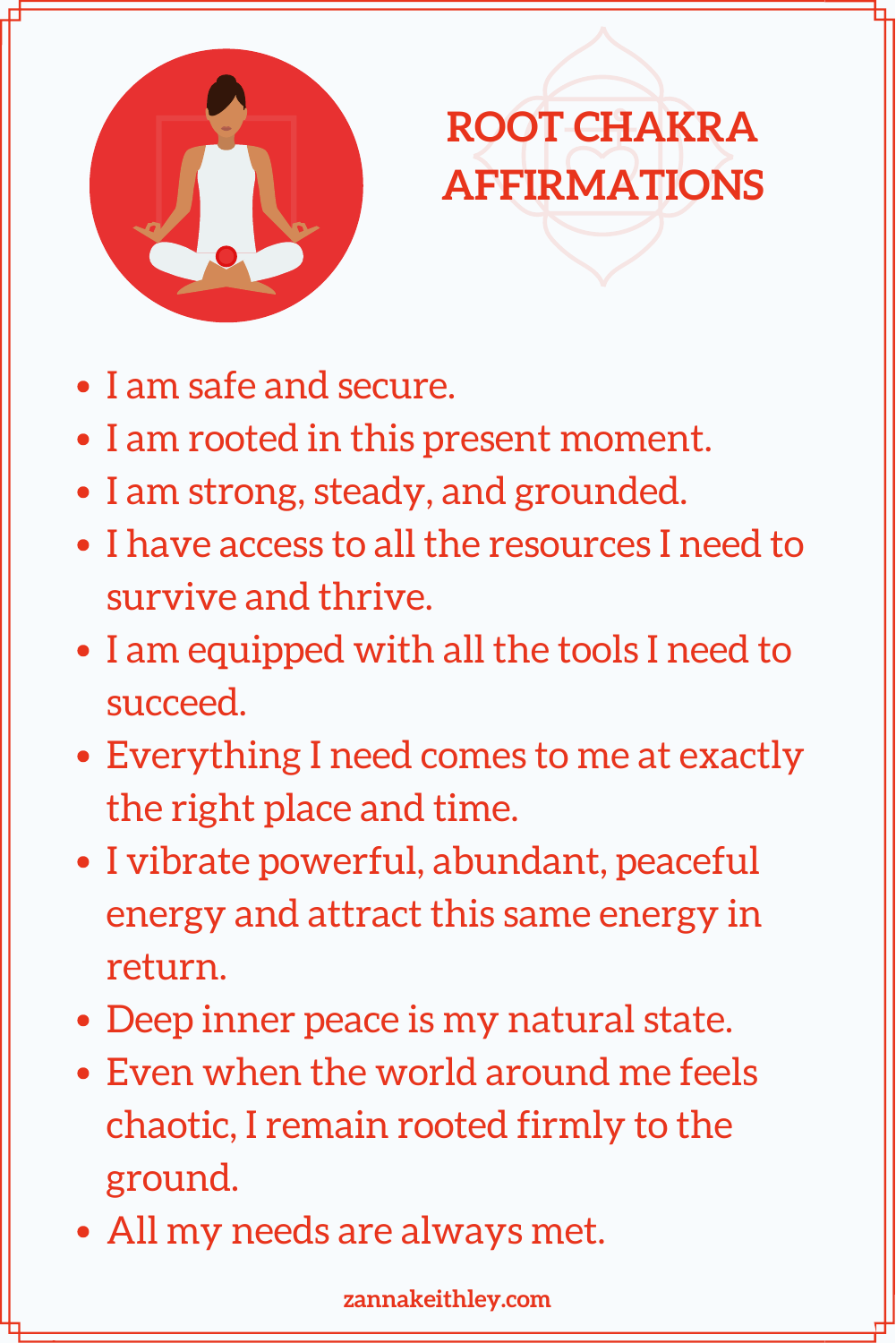# ROOT CHAKRA AFFIRMATIONS

- I am safe and secure.
- I am rooted in this present moment.
- I am strong, steady, and grounded.
- I have access to all the resources I need to survive and thrive.
- I am equipped with all the tools I need to succeed.
- Everything I need comes to me at exactly the right place and time.
- I vibrate powerful, abundant, peaceful energy and attract this same energy in return.
- Deep inner peace is my natural state.
- Even when the world around me feels chaotic, I remain rooted firmly to the ground.
- All my needs are always met.

zannakeithley.com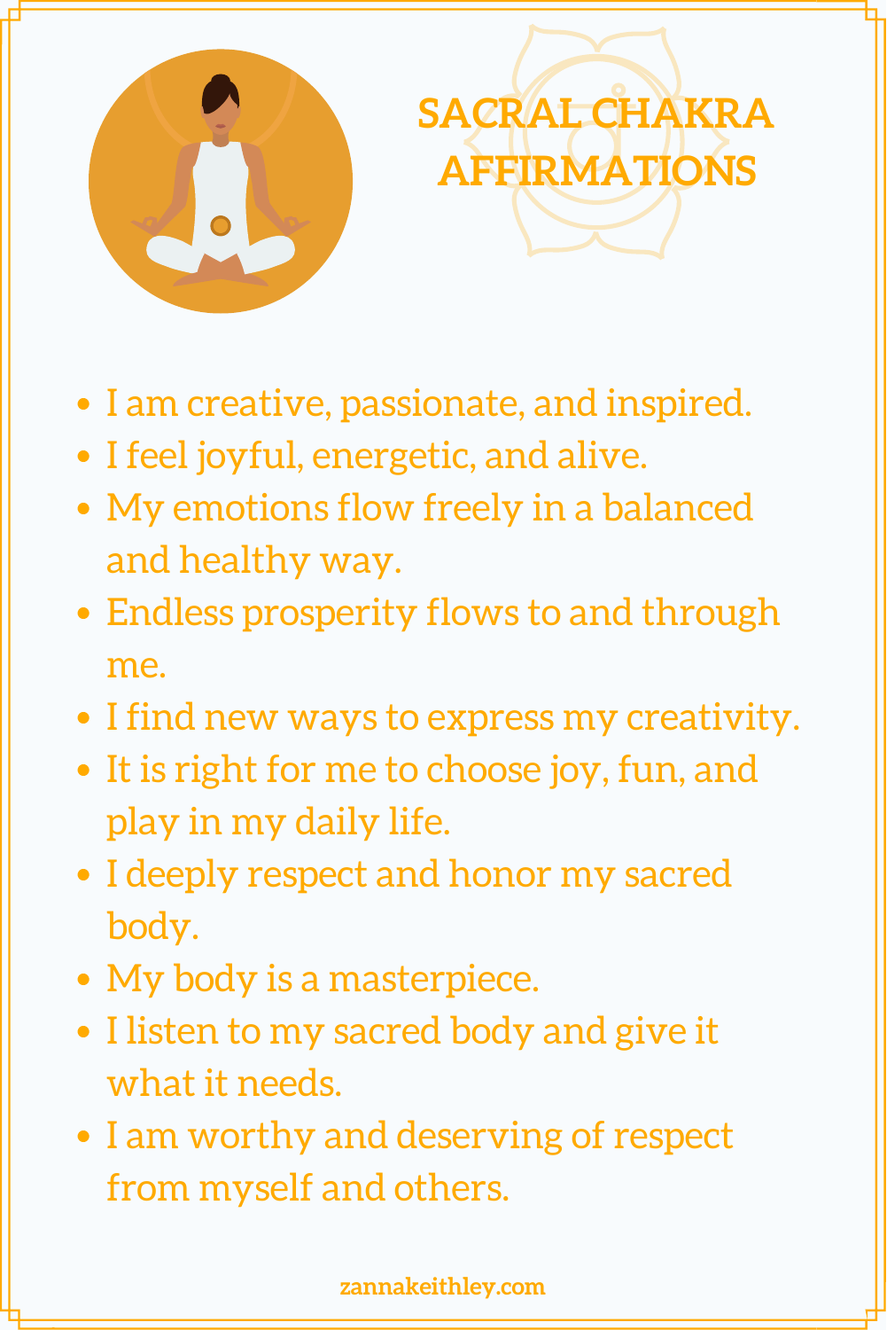# SACRAL CHAKRA AFFIRMATIONS

- I am creative, passionate, and inspired.
- I feel joyful, energetic, and alive.
- My emotions flow freely in a balanced and healthy way.
- Endless prosperity flows to and through me.
- I find new ways to express my creativity.
- It is right for me to choose joy, fun, and play in my daily life.
- I deeply respect and honor my sacred body.
- My body is a masterpiece.
- I listen to my sacred body and give it what it needs.
- I am worthy and deserving of respect from myself and others.

zannakeithley.com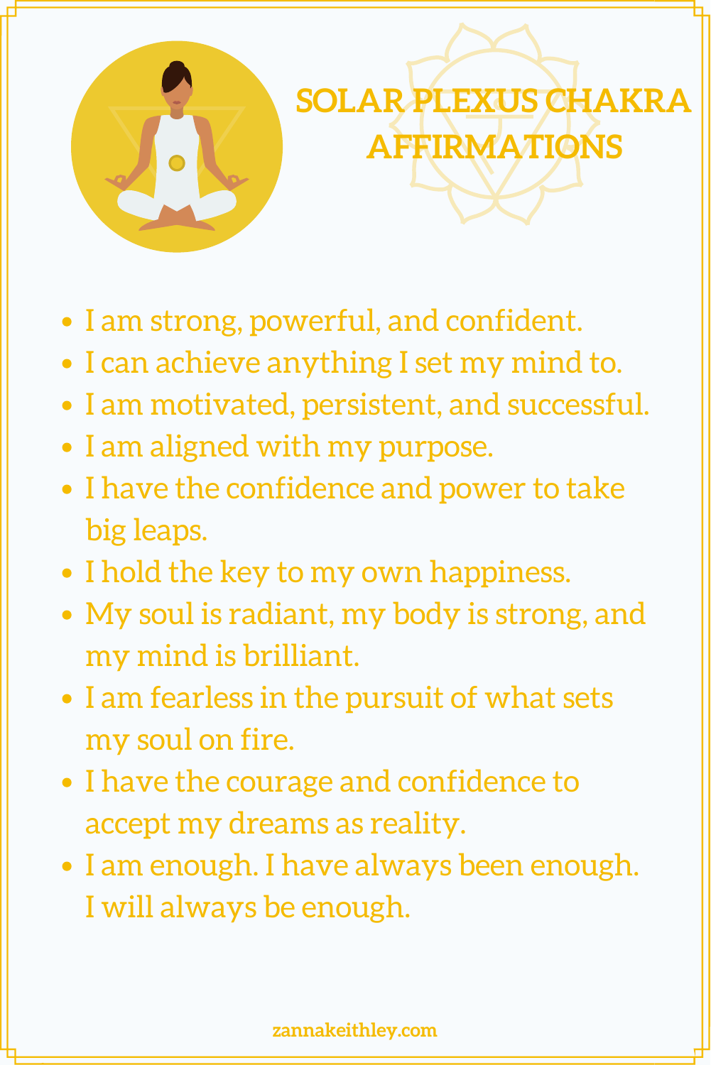# SOLAR PLEXUS CHAKRA AFFIRMATIONS

- I am strong, powerful, and confident.
- I can achieve anything I set my mind to.
- I am motivated, persistent, and successful.
- I am aligned with my purpose.
- I have the confidence and power to take big leaps.
- I hold the key to my own happiness.
- My soul is radiant, my body is strong, and my mind is brilliant.
- I am fearless in the pursuit of what sets my soul on fire.
- I have the courage and confidence to accept my dreams as reality.
- I am enough. I have always been enough. I will always be enough.

zannakeithley.com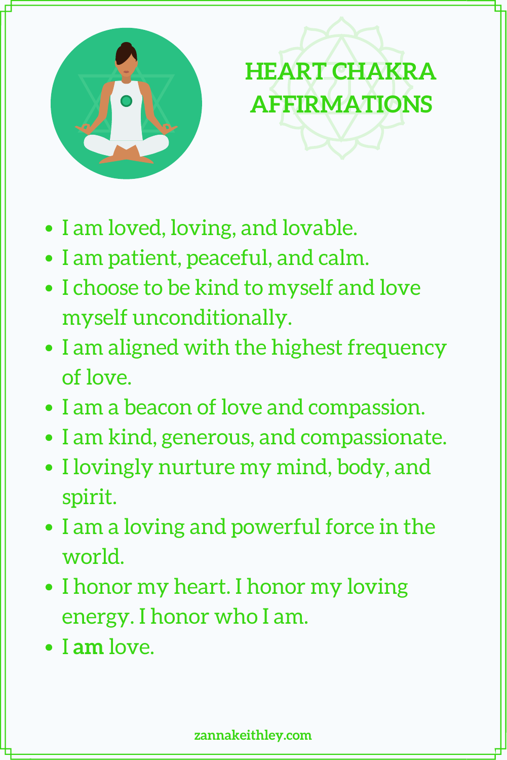# HEART CHAKRA AFFIRMATIONS

- I am loved, loving, and lovable.
- I am patient, peaceful, and calm.
- I choose to be kind to myself and love myself unconditionally.
- I am aligned with the highest frequency of love.
- I am a beacon of love and compassion.
- I am kind, generous, and compassionate.
- I lovingly nurture my mind, body, and spirit.
- I am a loving and powerful force in the world.
- I honor my heart. I honor my loving energy. I honor who I am.
- I **am** love.

zannakeithley.com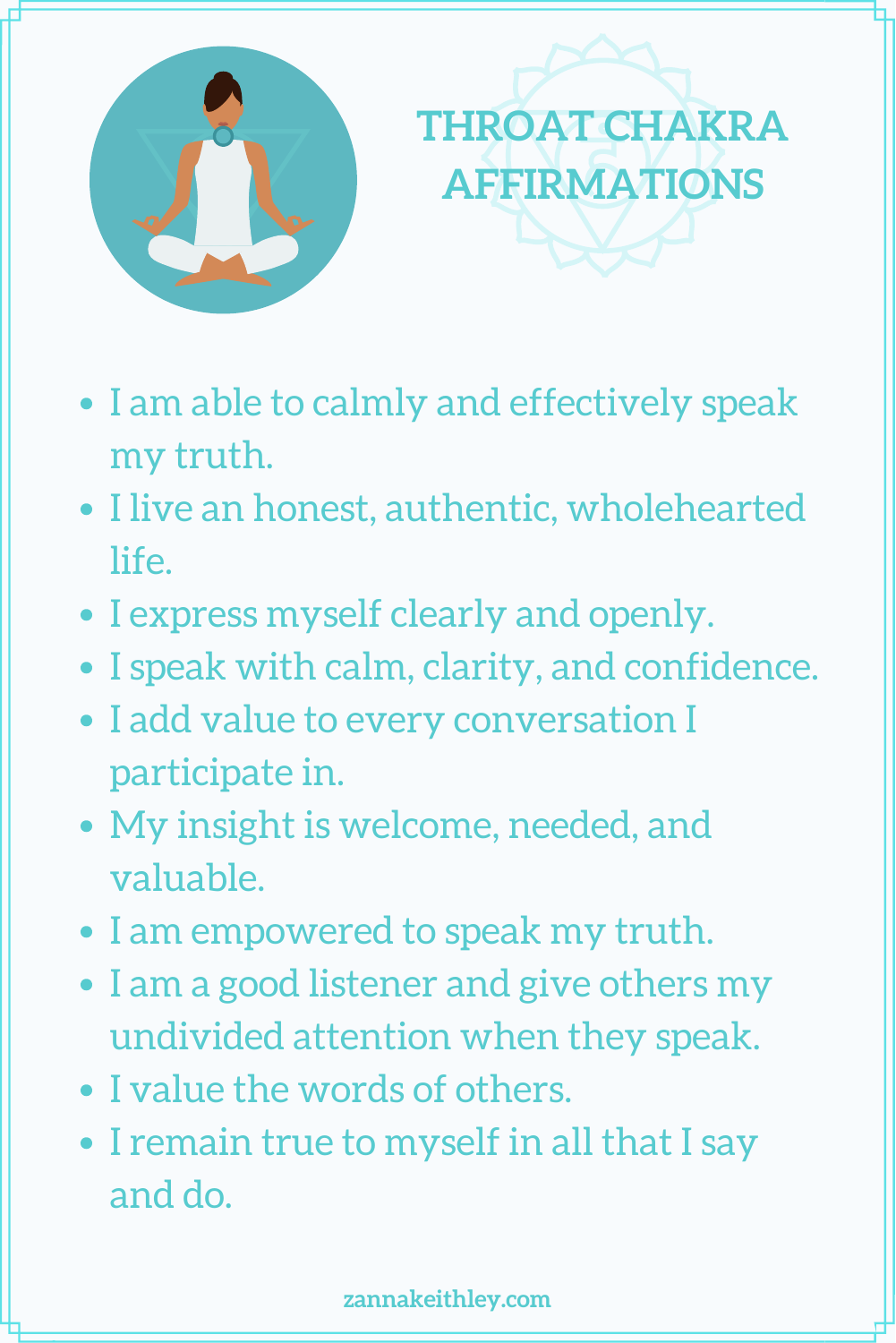# THROAT CHAKRA AFFIRMATIONS

- I am able to calmly and effectively speak my truth.
- I live an honest, authentic, wholehearted life.
- I express myself clearly and openly.
- I speak with calm, clarity, and confidence.
- I add value to every conversation I participate in.
- My insight is welcome, needed, and valuable.
- I am empowered to speak my truth.
- I am a good listener and give others my undivided attention when they speak.
- I value the words of others.
- I remain true to myself in all that I say and do.

zannakeithley.com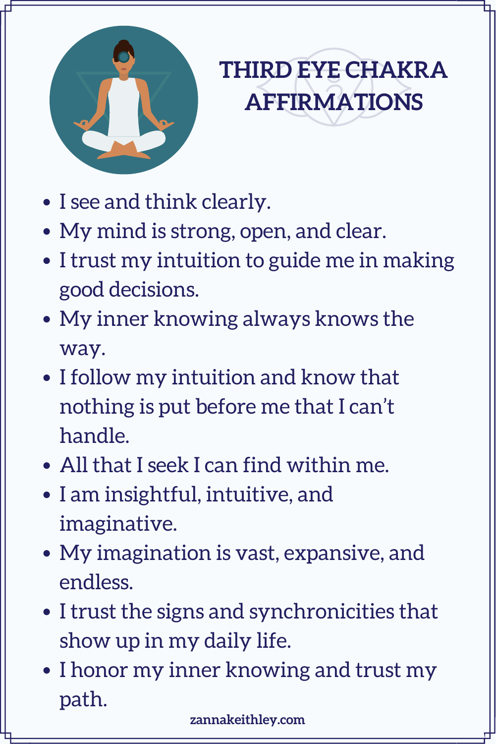# THIRD EYE CHAKRA AFFIRMATIONS

- I see and think clearly.
- My mind is strong, open, and clear.
- I trust my intuition to guide me in making good decisions.
- My inner knowing always knows the way.
- I follow my intuition and know that nothing is put before me that I can't handle.
- All that I seek I can find within me.
- I am insightful, intuitive, and imaginative.
- My imagination is vast, expansive, and endless.
- I trust the signs and synchronicities that show up in my daily life.
- I honor my inner knowing and trust my path.

zannakeithley.com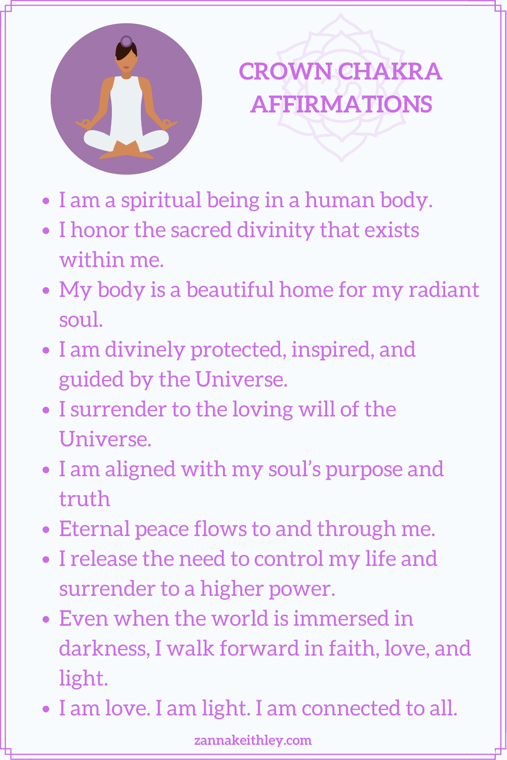# CROWN CHAKRA AFFIRMATIONS

- I am a spiritual being in a human body.
- I honor the sacred divinity that exists within me.
- My body is a beautiful home for my radiant soul.
- I am divinely protected, inspired, and guided by the Universe.
- I surrender to the loving will of the Universe.
- I am aligned with my soul's purpose and truth
- Eternal peace flows to and through me.
- I release the need to control my life and surrender to a higher power.
- Even when the world is immersed in darkness, I walk forward in faith, love, and light.
- I am love. I am light. I am connected to all.

zannakeithley.com